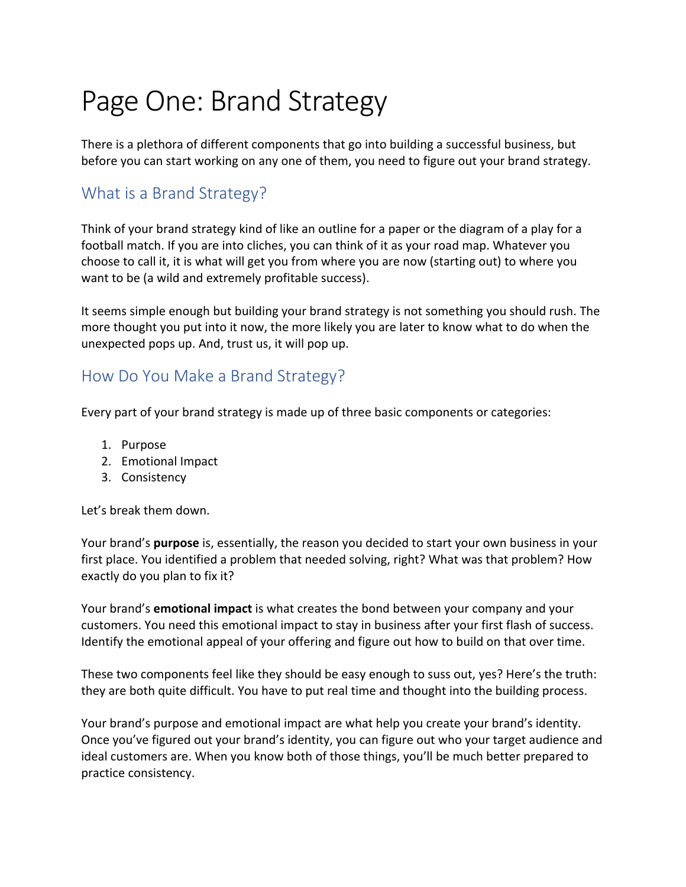# Page One: Brand Strategy

There is a plethora of different components that go into building a successful business, but before you can start working on any one of them, you need to figure out your brand strategy.

## What is a Brand Strategy?

Think of your brand strategy kind of like an outline for a paper or the diagram of a play for a football match. If you are into cliches, you can think of it as your road map. Whatever you choose to call it, it is what will get you from where you are now (starting out) to where you want to be (a wild and extremely profitable success).

It seems simple enough but building your brand strategy is not something you should rush. The more thought you put into it now, the more likely you are later to know what to do when the unexpected pops up. And, trust us, it will pop up.

## How Do You Make a Brand Strategy?

Every part of your brand strategy is made up of three basic components or categories:

1. Purpose
2. Emotional Impact
3. Consistency

Let's break them down.

Your brand's **purpose** is, essentially, the reason you decided to start your own business in your first place. You identified a problem that needed solving, right? What was that problem? How exactly do you plan to fix it?

Your brand's **emotional impact** is what creates the bond between your company and your customers. You need this emotional impact to stay in business after your first flash of success. Identify the emotional appeal of your offering and figure out how to build on that over time.

These two components feel like they should be easy enough to suss out, yes? Here's the truth: they are both quite difficult. You have to put real time and thought into the building process.

Your brand's purpose and emotional impact are what help you create your brand's identity. Once you've figured out your brand's identity, you can figure out who your target audience and ideal customers are. When you know both of those things, you'll be much better prepared to practice consistency.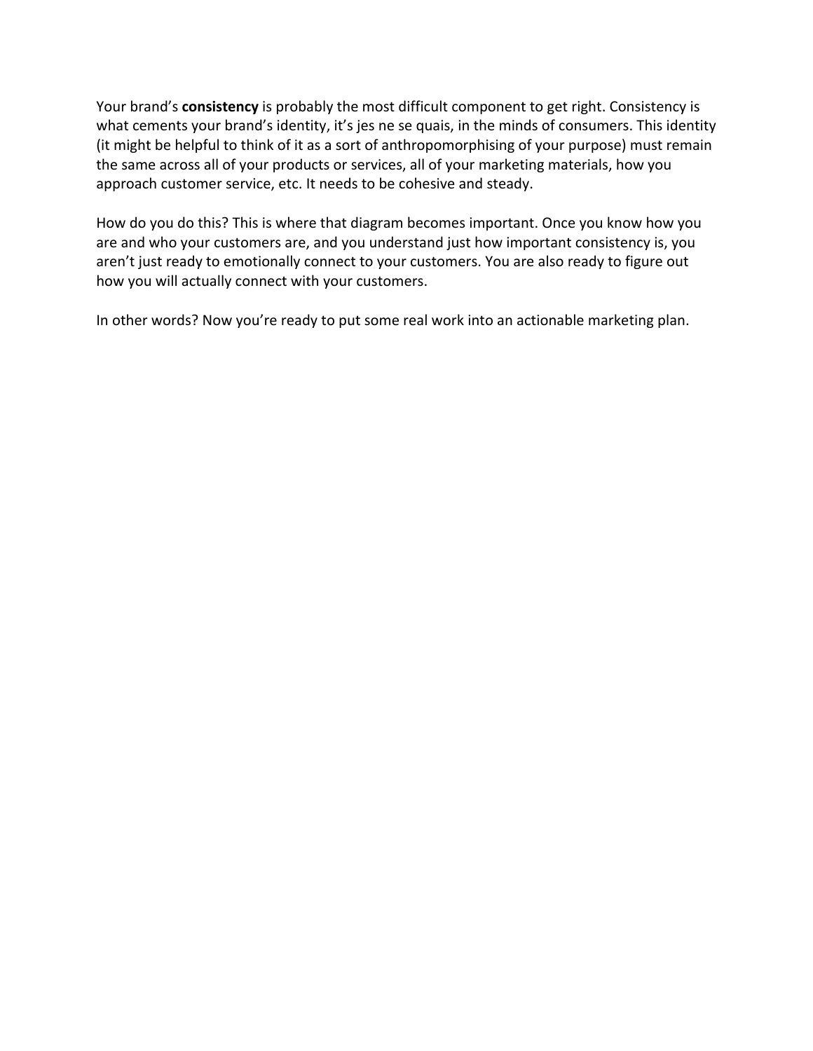Your brand's **consistency** is probably the most difficult component to get right. Consistency is what cements your brand's identity, it's jes ne se quais, in the minds of consumers. This identity (it might be helpful to think of it as a sort of anthropomorphising of your purpose) must remain the same across all of your products or services, all of your marketing materials, how you approach customer service, etc. It needs to be cohesive and steady.

How do you do this? This is where that diagram becomes important. Once you know how you are and who your customers are, and you understand just how important consistency is, you aren't just ready to emotionally connect to your customers. You are also ready to figure out how you will actually connect with your customers.

In other words? Now you're ready to put some real work into an actionable marketing plan.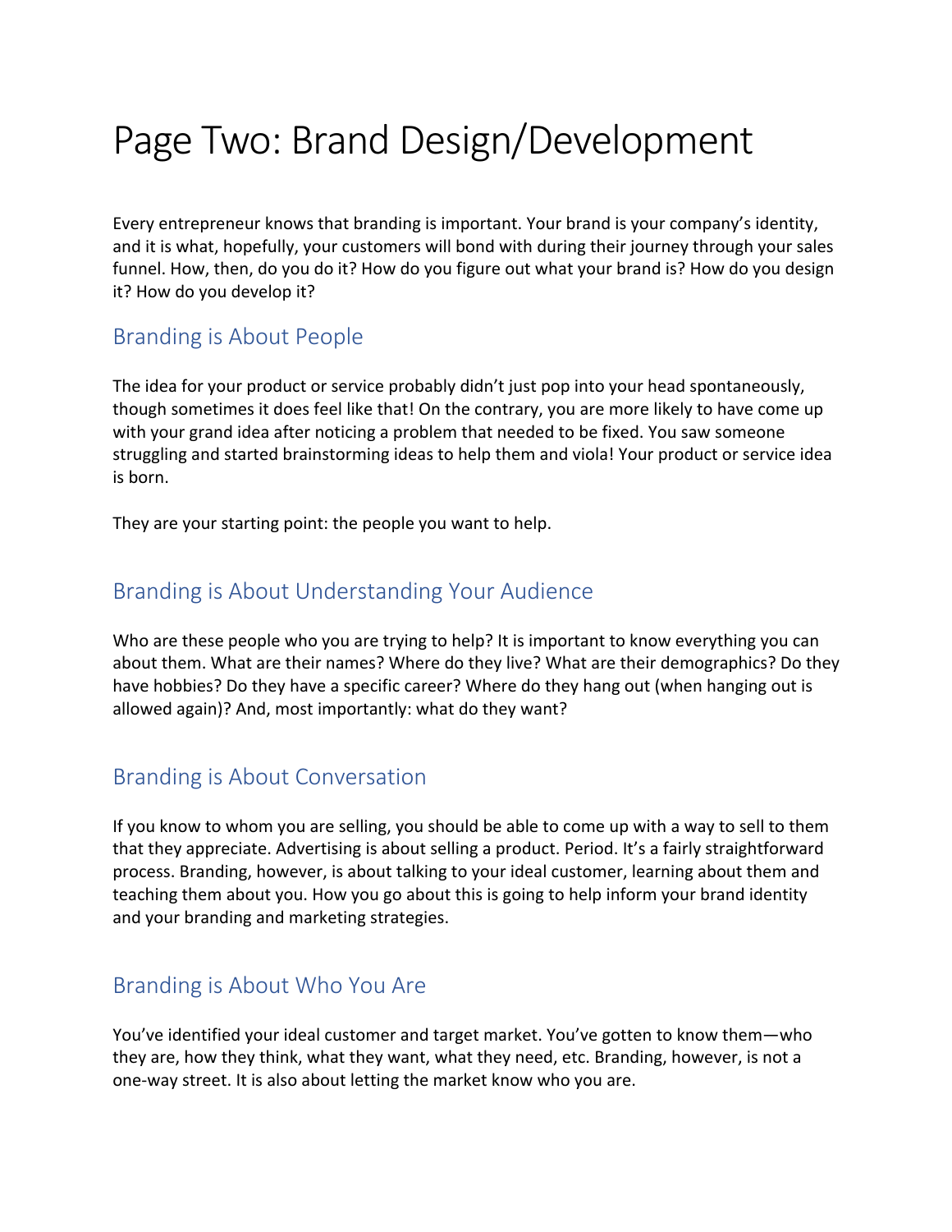# Page Two: Brand Design/Development

Every entrepreneur knows that branding is important. Your brand is your company's identity, and it is what, hopefully, your customers will bond with during their journey through your sales funnel. How, then, do you do it? How do you figure out what your brand is? How do you design it? How do you develop it?

## Branding is About People

The idea for your product or service probably didn't just pop into your head spontaneously, though sometimes it does feel like that! On the contrary, you are more likely to have come up with your grand idea after noticing a problem that needed to be fixed. You saw someone struggling and started brainstorming ideas to help them and viola! Your product or service idea is born.

They are your starting point: the people you want to help.

## Branding is About Understanding Your Audience

Who are these people who you are trying to help? It is important to know everything you can about them. What are their names? Where do they live? What are their demographics? Do they have hobbies? Do they have a specific career? Where do they hang out (when hanging out is allowed again)? And, most importantly: what do they want?

## Branding is About Conversation

If you know to whom you are selling, you should be able to come up with a way to sell to them that they appreciate. Advertising is about selling a product. Period. It's a fairly straightforward process. Branding, however, is about talking to your ideal customer, learning about them and teaching them about you. How you go about this is going to help inform your brand identity and your branding and marketing strategies.

## Branding is About Who You Are

You've identified your ideal customer and target market. You've gotten to know them—who they are, how they think, what they want, what they need, etc. Branding, however, is not a one-way street. It is also about letting the market know who you are.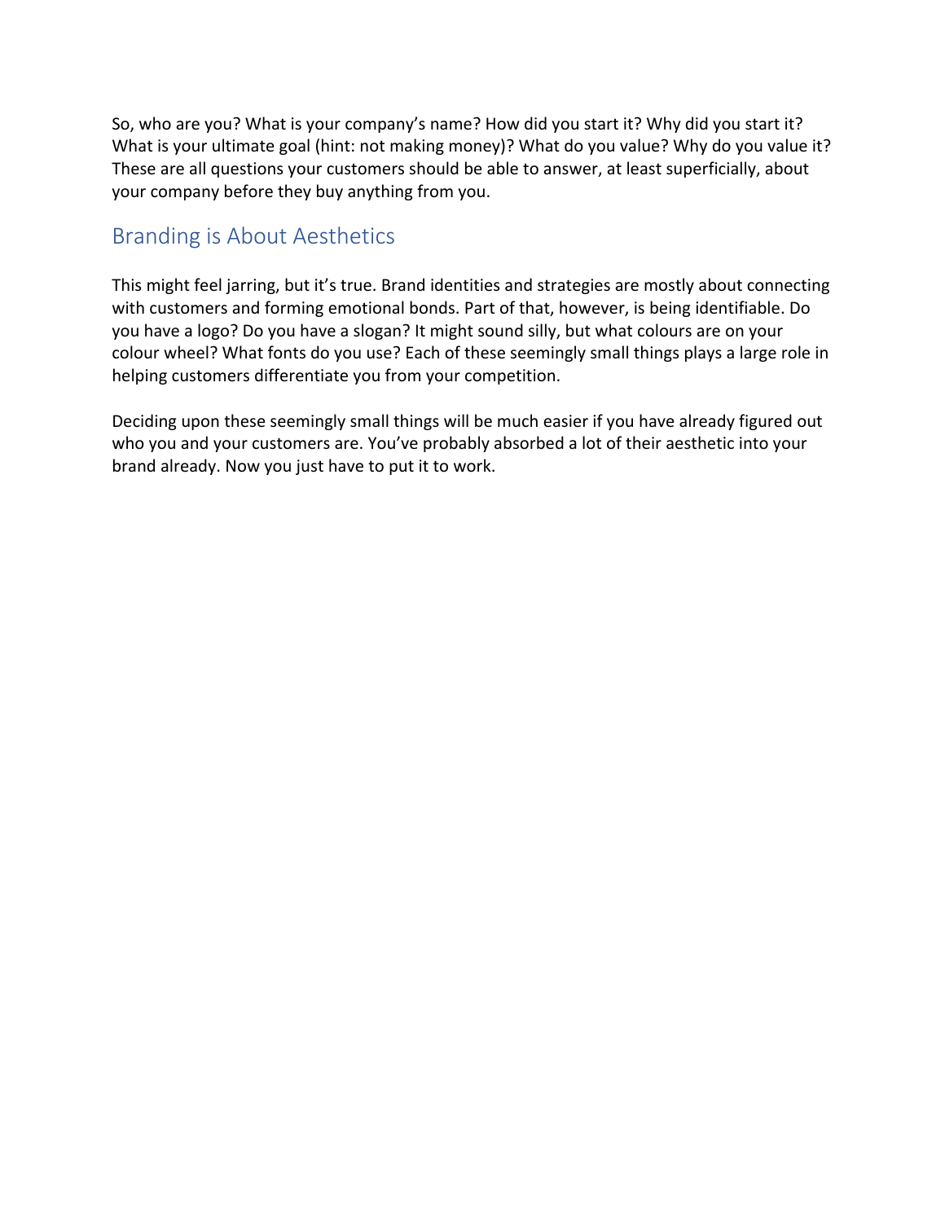So, who are you? What is your company's name? How did you start it? Why did you start it? What is your ultimate goal (hint: not making money)? What do you value? Why do you value it? These are all questions your customers should be able to answer, at least superficially, about your company before they buy anything from you.

## Branding is About Aesthetics

This might feel jarring, but it's true. Brand identities and strategies are mostly about connecting with customers and forming emotional bonds. Part of that, however, is being identifiable. Do you have a logo? Do you have a slogan? It might sound silly, but what colours are on your colour wheel? What fonts do you use? Each of these seemingly small things plays a large role in helping customers differentiate you from your competition.

Deciding upon these seemingly small things will be much easier if you have already figured out who you and your customers are. You've probably absorbed a lot of their aesthetic into your brand already. Now you just have to put it to work.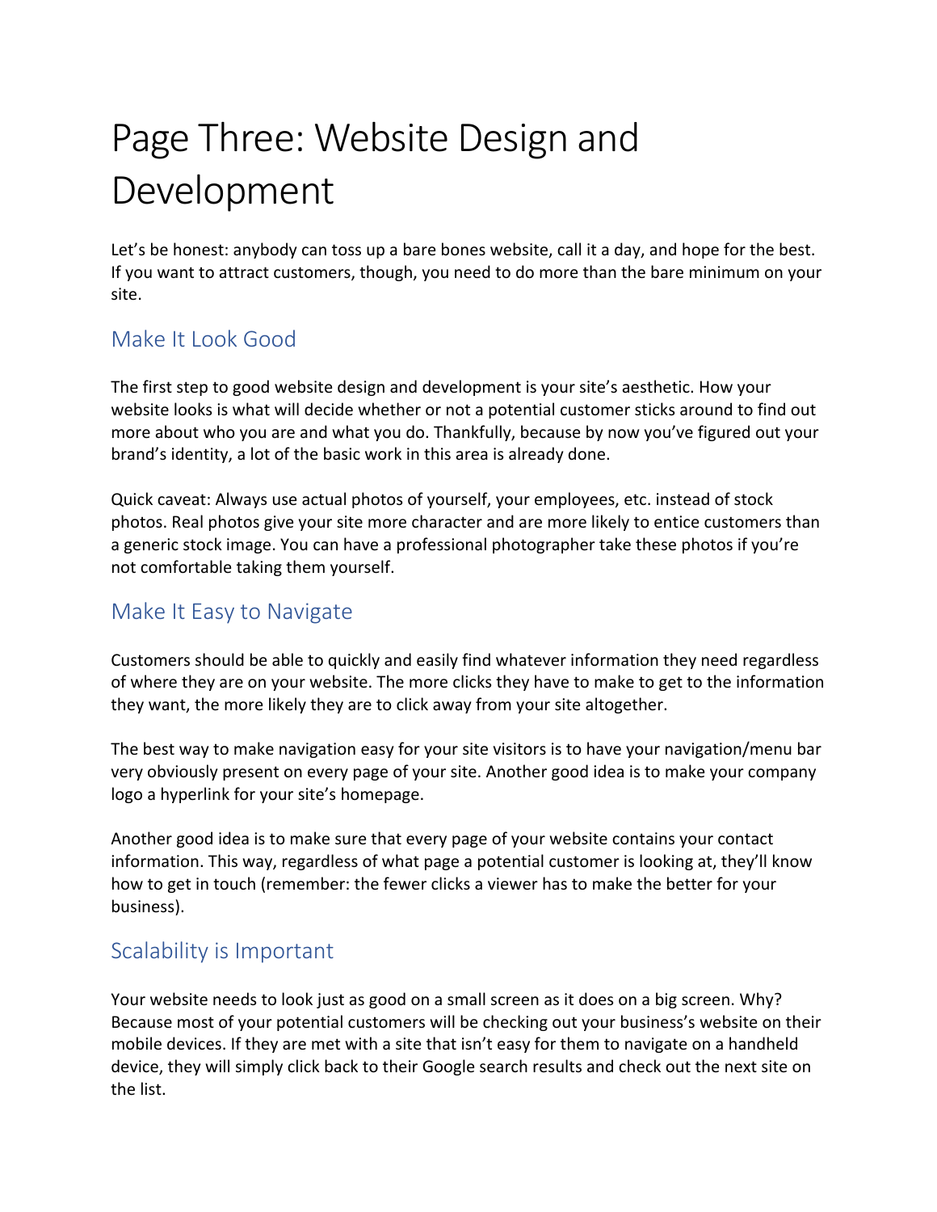# Page Three: Website Design and Development

Let's be honest: anybody can toss up a bare bones website, call it a day, and hope for the best. If you want to attract customers, though, you need to do more than the bare minimum on your site.

## Make It Look Good

The first step to good website design and development is your site's aesthetic. How your website looks is what will decide whether or not a potential customer sticks around to find out more about who you are and what you do. Thankfully, because by now you've figured out your brand's identity, a lot of the basic work in this area is already done.

Quick caveat: Always use actual photos of yourself, your employees, etc. instead of stock photos. Real photos give your site more character and are more likely to entice customers than a generic stock image. You can have a professional photographer take these photos if you're not comfortable taking them yourself.

## Make It Easy to Navigate

Customers should be able to quickly and easily find whatever information they need regardless of where they are on your website. The more clicks they have to make to get to the information they want, the more likely they are to click away from your site altogether.

The best way to make navigation easy for your site visitors is to have your navigation/menu bar very obviously present on every page of your site. Another good idea is to make your company logo a hyperlink for your site's homepage.

Another good idea is to make sure that every page of your website contains your contact information. This way, regardless of what page a potential customer is looking at, they'll know how to get in touch (remember: the fewer clicks a viewer has to make the better for your business).

## Scalability is Important

Your website needs to look just as good on a small screen as it does on a big screen. Why? Because most of your potential customers will be checking out your business's website on their mobile devices. If they are met with a site that isn't easy for them to navigate on a handheld device, they will simply click back to their Google search results and check out the next site on the list.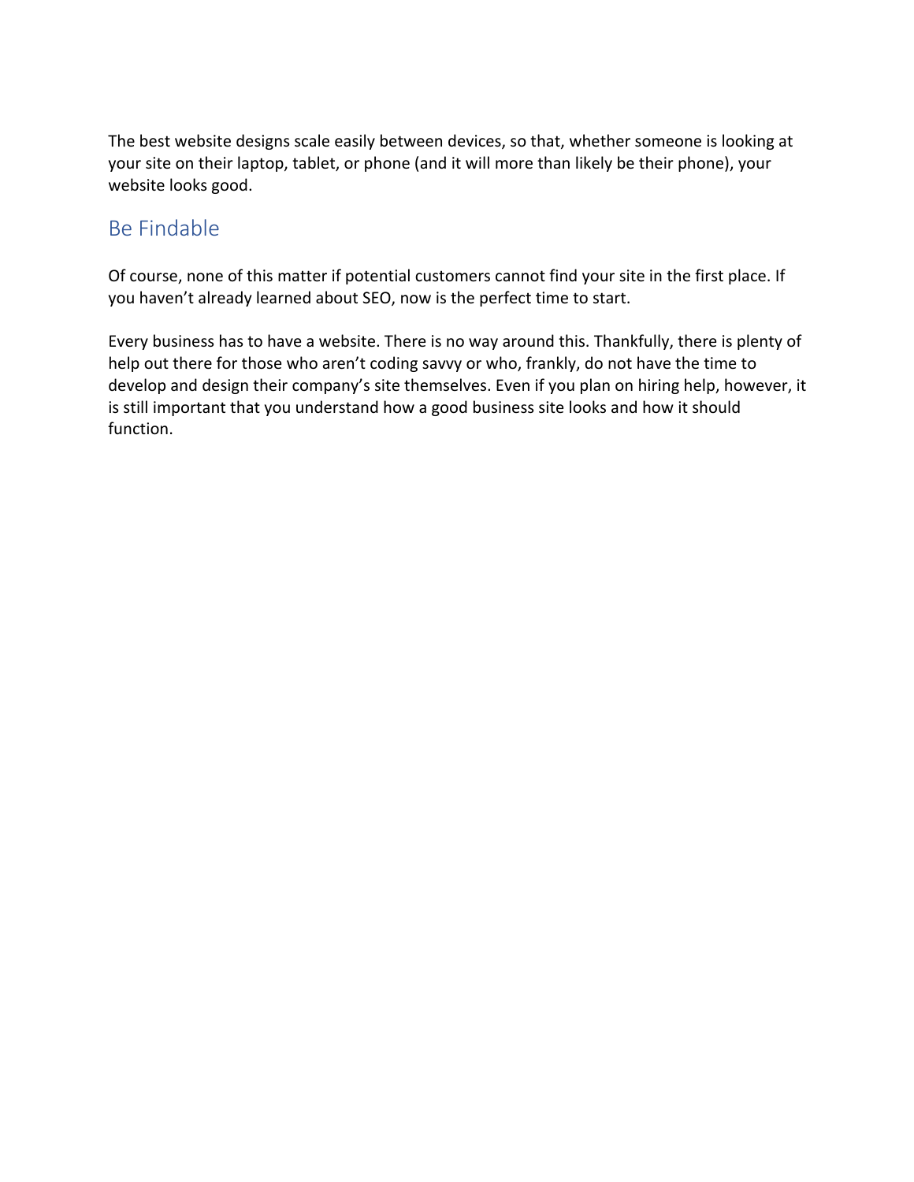The best website designs scale easily between devices, so that, whether someone is looking at your site on their laptop, tablet, or phone (and it will more than likely be their phone), your website looks good.

## Be Findable

Of course, none of this matter if potential customers cannot find your site in the first place. If you haven't already learned about SEO, now is the perfect time to start.

Every business has to have a website. There is no way around this. Thankfully, there is plenty of help out there for those who aren't coding savvy or who, frankly, do not have the time to develop and design their company's site themselves. Even if you plan on hiring help, however, it is still important that you understand how a good business site looks and how it should function.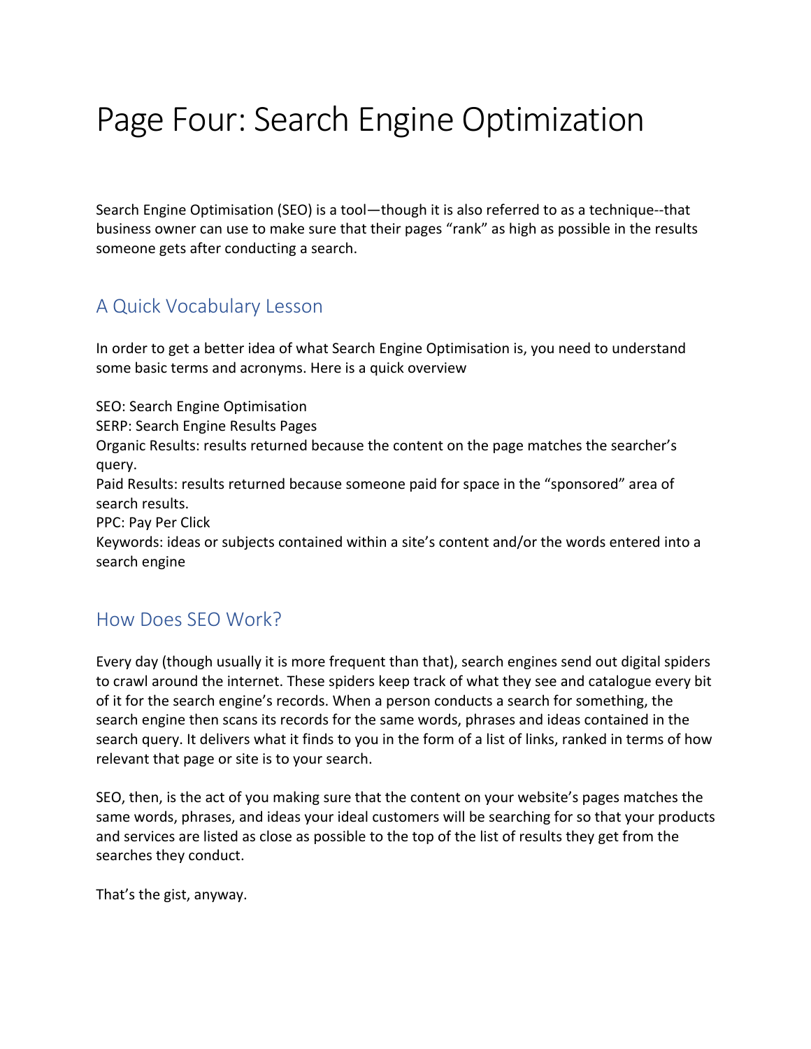# Page Four: Search Engine Optimization

Search Engine Optimisation (SEO) is a tool—though it is also referred to as a technique--that business owner can use to make sure that their pages "rank" as high as possible in the results someone gets after conducting a search.

## A Quick Vocabulary Lesson

In order to get a better idea of what Search Engine Optimisation is, you need to understand some basic terms and acronyms. Here is a quick overview

SEO: Search Engine Optimisation
SERP: Search Engine Results Pages
Organic Results: results returned because the content on the page matches the searcher's query.
Paid Results: results returned because someone paid for space in the "sponsored" area of search results.
PPC: Pay Per Click
Keywords: ideas or subjects contained within a site's content and/or the words entered into a search engine

## How Does SEO Work?

Every day (though usually it is more frequent than that), search engines send out digital spiders to crawl around the internet. These spiders keep track of what they see and catalogue every bit of it for the search engine's records. When a person conducts a search for something, the search engine then scans its records for the same words, phrases and ideas contained in the search query. It delivers what it finds to you in the form of a list of links, ranked in terms of how relevant that page or site is to your search.

SEO, then, is the act of you making sure that the content on your website's pages matches the same words, phrases, and ideas your ideal customers will be searching for so that your products and services are listed as close as possible to the top of the list of results they get from the searches they conduct.

That's the gist, anyway.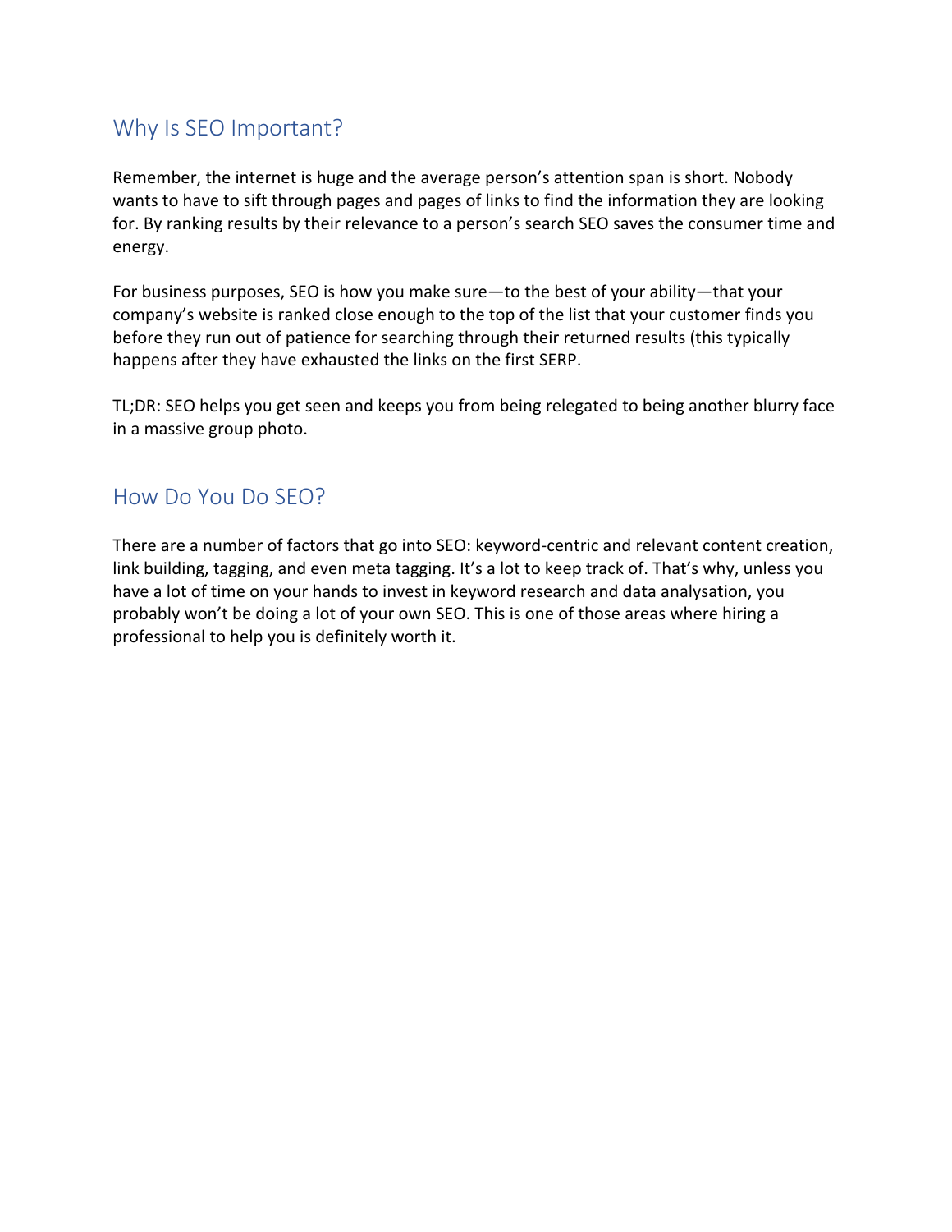## Why Is SEO Important?

Remember, the internet is huge and the average person's attention span is short. Nobody wants to have to sift through pages and pages of links to find the information they are looking for. By ranking results by their relevance to a person's search SEO saves the consumer time and energy.

For business purposes, SEO is how you make sure—to the best of your ability—that your company's website is ranked close enough to the top of the list that your customer finds you before they run out of patience for searching through their returned results (this typically happens after they have exhausted the links on the first SERP.

TL;DR: SEO helps you get seen and keeps you from being relegated to being another blurry face in a massive group photo.

## How Do You Do SEO?

There are a number of factors that go into SEO: keyword-centric and relevant content creation, link building, tagging, and even meta tagging. It's a lot to keep track of. That's why, unless you have a lot of time on your hands to invest in keyword research and data analysation, you probably won't be doing a lot of your own SEO. This is one of those areas where hiring a professional to help you is definitely worth it.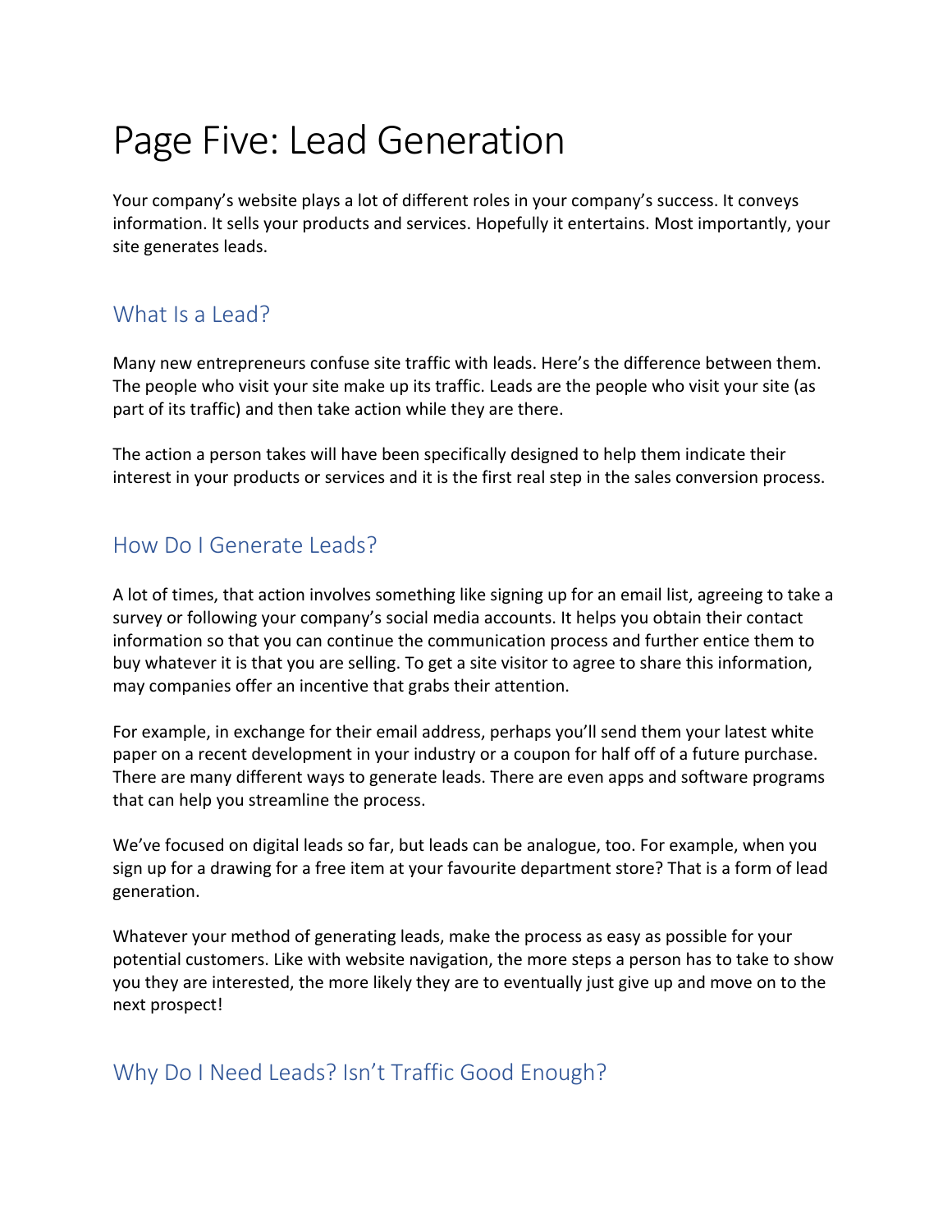# Page Five: Lead Generation

Your company's website plays a lot of different roles in your company's success. It conveys information. It sells your products and services. Hopefully it entertains. Most importantly, your site generates leads.

## What Is a Lead?

Many new entrepreneurs confuse site traffic with leads. Here's the difference between them. The people who visit your site make up its traffic. Leads are the people who visit your site (as part of its traffic) and then take action while they are there.

The action a person takes will have been specifically designed to help them indicate their interest in your products or services and it is the first real step in the sales conversion process.

## How Do I Generate Leads?

A lot of times, that action involves something like signing up for an email list, agreeing to take a survey or following your company's social media accounts. It helps you obtain their contact information so that you can continue the communication process and further entice them to buy whatever it is that you are selling. To get a site visitor to agree to share this information, may companies offer an incentive that grabs their attention.

For example, in exchange for their email address, perhaps you'll send them your latest white paper on a recent development in your industry or a coupon for half off of a future purchase. There are many different ways to generate leads. There are even apps and software programs that can help you streamline the process.

We've focused on digital leads so far, but leads can be analogue, too. For example, when you sign up for a drawing for a free item at your favourite department store? That is a form of lead generation.

Whatever your method of generating leads, make the process as easy as possible for your potential customers. Like with website navigation, the more steps a person has to take to show you they are interested, the more likely they are to eventually just give up and move on to the next prospect!

## Why Do I Need Leads? Isn't Traffic Good Enough?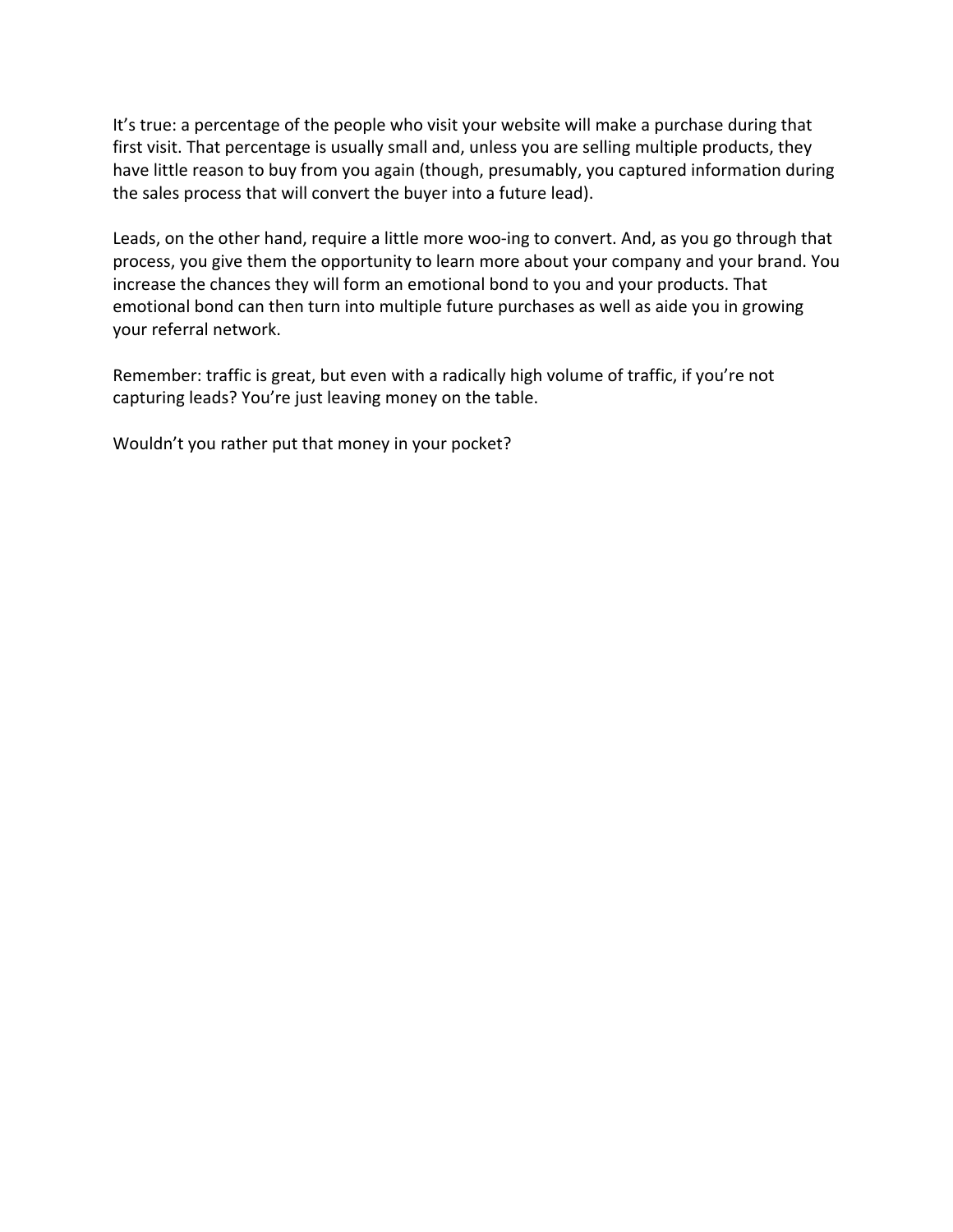It's true: a percentage of the people who visit your website will make a purchase during that first visit. That percentage is usually small and, unless you are selling multiple products, they have little reason to buy from you again (though, presumably, you captured information during the sales process that will convert the buyer into a future lead).

Leads, on the other hand, require a little more woo-ing to convert. And, as you go through that process, you give them the opportunity to learn more about your company and your brand. You increase the chances they will form an emotional bond to you and your products. That emotional bond can then turn into multiple future purchases as well as aide you in growing your referral network.

Remember: traffic is great, but even with a radically high volume of traffic, if you're not capturing leads? You're just leaving money on the table.

Wouldn't you rather put that money in your pocket?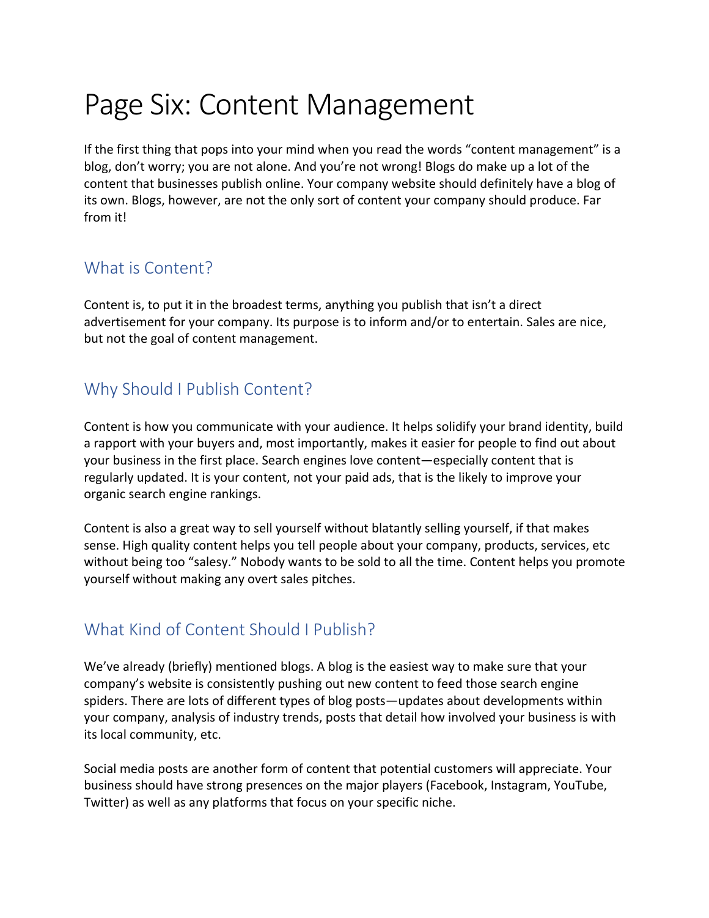# Page Six: Content Management

If the first thing that pops into your mind when you read the words "content management" is a blog, don't worry; you are not alone. And you're not wrong! Blogs do make up a lot of the content that businesses publish online. Your company website should definitely have a blog of its own. Blogs, however, are not the only sort of content your company should produce. Far from it!

## What is Content?

Content is, to put it in the broadest terms, anything you publish that isn't a direct advertisement for your company. Its purpose is to inform and/or to entertain. Sales are nice, but not the goal of content management.

## Why Should I Publish Content?

Content is how you communicate with your audience. It helps solidify your brand identity, build a rapport with your buyers and, most importantly, makes it easier for people to find out about your business in the first place. Search engines love content—especially content that is regularly updated. It is your content, not your paid ads, that is the likely to improve your organic search engine rankings.

Content is also a great way to sell yourself without blatantly selling yourself, if that makes sense. High quality content helps you tell people about your company, products, services, etc without being too "salesy." Nobody wants to be sold to all the time. Content helps you promote yourself without making any overt sales pitches.

## What Kind of Content Should I Publish?

We've already (briefly) mentioned blogs. A blog is the easiest way to make sure that your company's website is consistently pushing out new content to feed those search engine spiders. There are lots of different types of blog posts—updates about developments within your company, analysis of industry trends, posts that detail how involved your business is with its local community, etc.

Social media posts are another form of content that potential customers will appreciate. Your business should have strong presences on the major players (Facebook, Instagram, YouTube, Twitter) as well as any platforms that focus on your specific niche.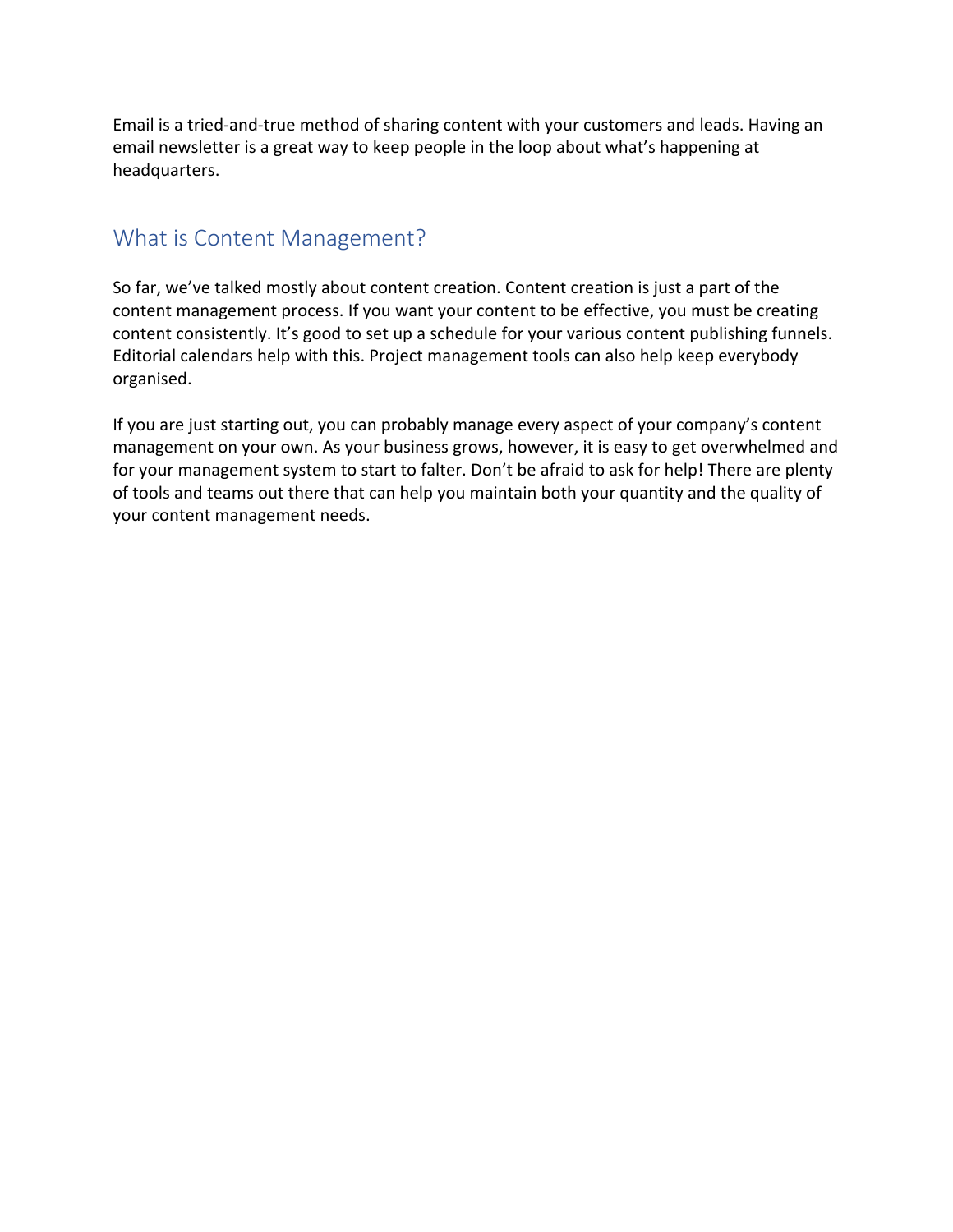Email is a tried-and-true method of sharing content with your customers and leads. Having an email newsletter is a great way to keep people in the loop about what's happening at headquarters.

## What is Content Management?

So far, we've talked mostly about content creation. Content creation is just a part of the content management process. If you want your content to be effective, you must be creating content consistently. It's good to set up a schedule for your various content publishing funnels. Editorial calendars help with this. Project management tools can also help keep everybody organised.

If you are just starting out, you can probably manage every aspect of your company's content management on your own. As your business grows, however, it is easy to get overwhelmed and for your management system to start to falter. Don't be afraid to ask for help! There are plenty of tools and teams out there that can help you maintain both your quantity and the quality of your content management needs.